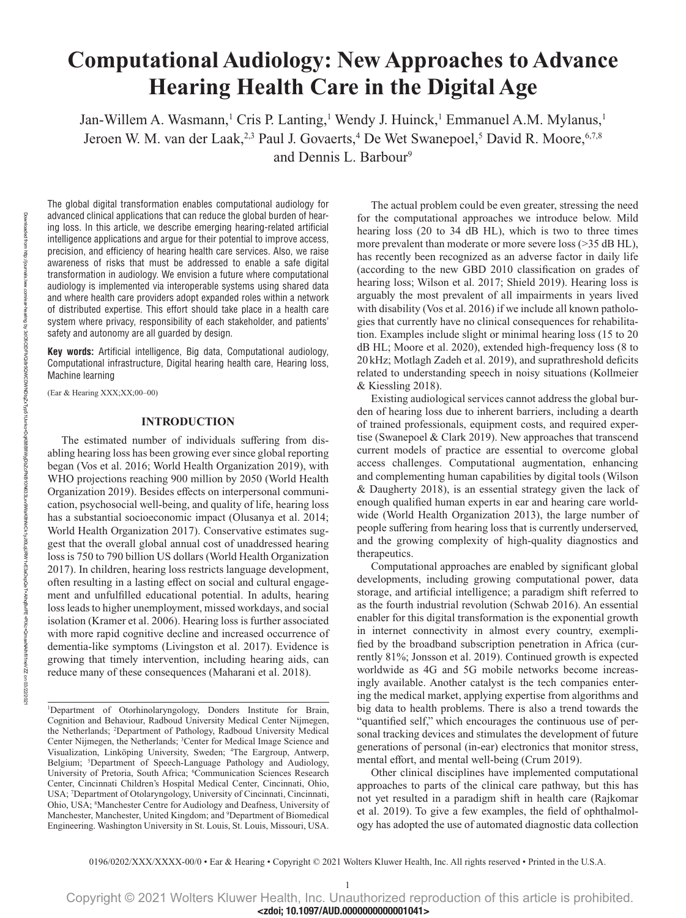# Computational Audiology: New Approaches to Advance Hearing Health Care in the Digital Age

Jan-Willem A. Wasmann,[1] Cris P. Lanting,[1] Wendy J. Huinck,[1] Emmanuel A.M. Mylanus,[1] Jeroen W. M. van der Laak,[2,3] Paul J. Govaerts,[4] De Wet Swanepoel,[5] David R. Moore,[6,7,8] and Dennis L. Barbour[9]

The global digital transformation enables computational audiology for advanced clinical applications that can reduce the global burden of hearing loss. In this article, we describe emerging hearing-related artificial intelligence applications and argue for their potential to improve access, precision, and efficiency of hearing health care services. Also, we raise awareness of risks that must be addressed to enable a safe digital transformation in audiology. We envision a future where computational audiology is implemented via interoperable systems using shared data and where health care providers adopt expanded roles within a network of distributed expertise. This effort should take place in a health care system where privacy, responsibility of each stakeholder, and patients' safety and autonomy are all guarded by design.

**Key words:** Artificial intelligence, Big data, Computational audiology, Computational infrastructure, Digital hearing health care, Hearing loss, Machine learning

(Ear & Hearing XXX;XX;00–00)

## INTRODUCTION

The estimated number of individuals suffering from disabling hearing loss has been growing ever since global reporting began (Vos et al. 2016; World Health Organization 2019), with WHO projections reaching 900 million by 2050 (World Health Organization 2019). Besides effects on interpersonal communication, psychosocial well-being, and quality of life, hearing loss has a substantial socioeconomic impact (Olusanya et al. 2014; World Health Organization 2017). Conservative estimates suggest that the overall global annual cost of unaddressed hearing loss is 750 to 790 billion US dollars (World Health Organization 2017). In children, hearing loss restricts language development, often resulting in a lasting effect on social and cultural engagement and unfulfilled educational potential. In adults, hearing loss leads to higher unemployment, missed workdays, and social isolation (Kramer et al. 2006). Hearing loss is further associated with more rapid cognitive decline and increased occurrence of dementia-like symptoms (Livingston et al. 2017). Evidence is growing that timely intervention, including hearing aids, can reduce many of these consequences (Maharani et al. 2018).

The actual problem could be even greater, stressing the need for the computational approaches we introduce below. Mild hearing loss (20 to 34 dB HL), which is two to three times more prevalent than moderate or more severe loss (>35 dB HL), has recently been recognized as an adverse factor in daily life (according to the new GBD 2010 classification on grades of hearing loss; Wilson et al. 2017; Shield 2019). Hearing loss is arguably the most prevalent of all impairments in years lived with disability (Vos et al. 2016) if we include all known pathologies that currently have no clinical consequences for rehabilitation. Examples include slight or minimal hearing loss (15 to 20 dB HL; Moore et al. 2020), extended high-frequency loss (8 to 20 kHz; Motlagh Zadeh et al. 2019), and suprathreshold deficits related to understanding speech in noisy situations (Kollmeier & Kiessling 2018).

Existing audiological services cannot address the global burden of hearing loss due to inherent barriers, including a dearth of trained professionals, equipment costs, and required expertise (Swanepoel & Clark 2019). New approaches that transcend current models of practice are essential to overcome global access challenges. Computational augmentation, enhancing and complementing human capabilities by digital tools (Wilson & Daugherty 2018), is an essential strategy given the lack of enough qualified human experts in ear and hearing care worldwide (World Health Organization 2013), the large number of people suffering from hearing loss that is currently underserved, and the growing complexity of high-quality diagnostics and therapeutics.

Computational approaches are enabled by significant global developments, including growing computational power, data storage, and artificial intelligence; a paradigm shift referred to as the fourth industrial revolution (Schwab 2016). An essential enabler for this digital transformation is the exponential growth in internet connectivity in almost every country, exemplified by the broadband subscription penetration in Africa (currently 81%; Jonsson et al. 2019). Continued growth is expected worldwide as 4G and 5G mobile networks become increasingly available. Another catalyst is the tech companies entering the medical market, applying expertise from algorithms and big data to health problems. There is also a trend towards the "quantified self," which encourages the continuous use of personal tracking devices and stimulates the development of future generations of personal (in-ear) electronics that monitor stress, mental effort, and mental well-being (Crum 2019).

Other clinical disciplines have implemented computational approaches to parts of the clinical care pathway, but this has not yet resulted in a paradigm shift in health care (Rajkomar et al. 2019). To give a few examples, the field of ophthalmology has adopted the use of automated diagnostic data collection

[1]Department of Otorhinolaryngology, Donders Institute for Brain, Cognition and Behaviour, Radboud University Medical Center Nijmegen, the Netherlands; [2]Department of Pathology, Radboud University Medical Center Nijmegen, the Netherlands; [3]Center for Medical Image Science and Visualization, Linköping University, Sweden; [4]The Eargroup, Antwerp, Belgium; [5]Department of Speech-Language Pathology and Audiology, University of Pretoria, South Africa; [6]Communication Sciences Research Center, Cincinnati Children's Hospital Medical Center, Cincinnati, Ohio, USA; [7]Department of Otolaryngology, University of Cincinnati, Cincinnati, Ohio, USA; [8]Manchester Centre for Audiology and Deafness, University of Manchester, Manchester, United Kingdom; and [9]Department of Biomedical Engineering. Washington University in St. Louis, St. Louis, Missouri, USA.

0196/0202/XXX/XXXX-00/0 • Ear & Hearing • Copyright © 2021 Wolters Kluwer Health, Inc. All rights reserved • Printed in the U.S.A.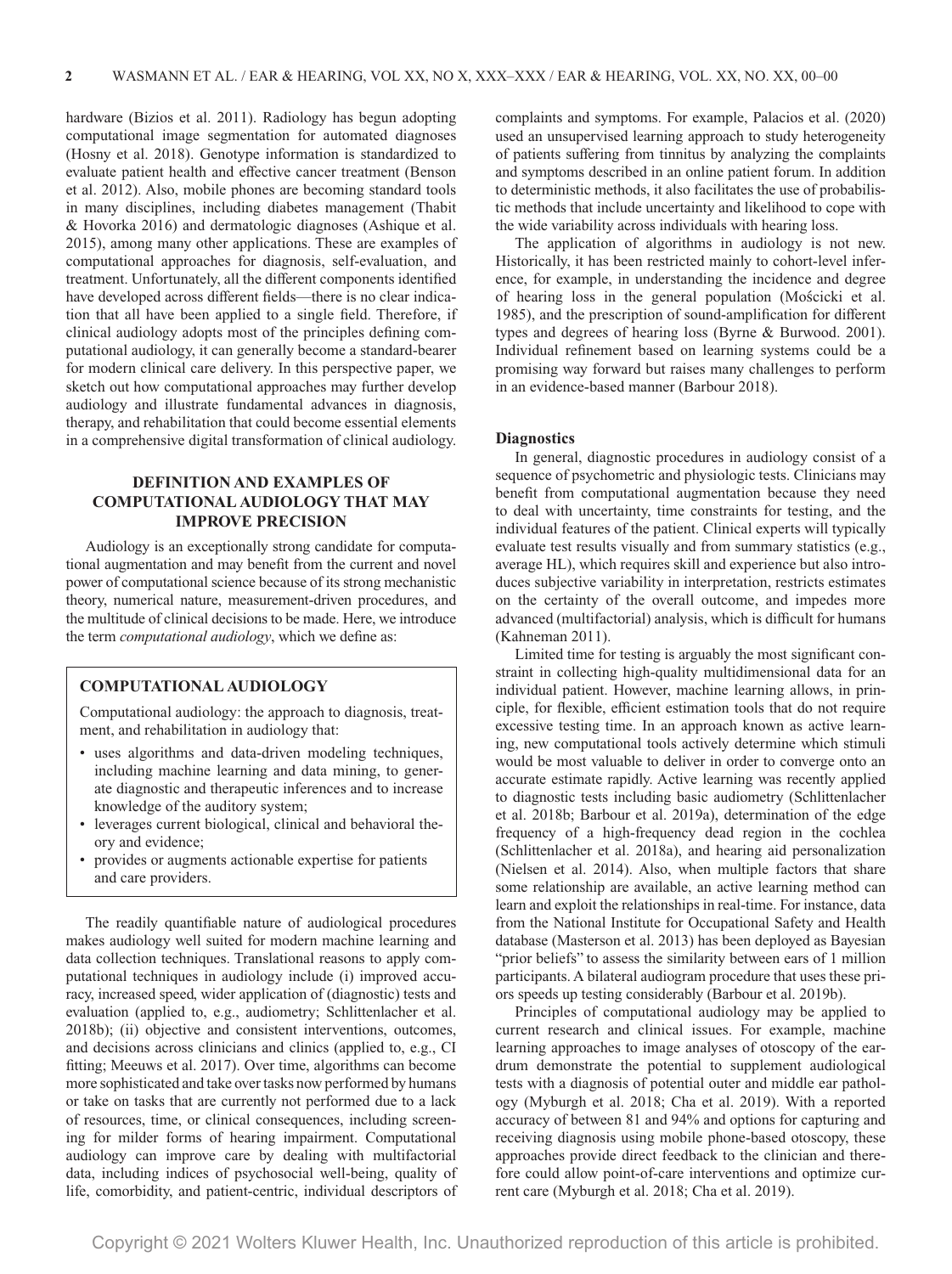hardware (Bizios et al. 2011). Radiology has begun adopting computational image segmentation for automated diagnoses (Hosny et al. 2018). Genotype information is standardized to evaluate patient health and effective cancer treatment (Benson et al. 2012). Also, mobile phones are becoming standard tools in many disciplines, including diabetes management (Thabit & Hovorka 2016) and dermatologic diagnoses (Ashique et al. 2015), among many other applications. These are examples of computational approaches for diagnosis, self-evaluation, and treatment. Unfortunately, all the different components identified have developed across different fields—there is no clear indication that all have been applied to a single field. Therefore, if clinical audiology adopts most of the principles defining computational audiology, it can generally become a standard-bearer for modern clinical care delivery. In this perspective paper, we sketch out how computational approaches may further develop audiology and illustrate fundamental advances in diagnosis, therapy, and rehabilitation that could become essential elements in a comprehensive digital transformation of clinical audiology.

## DEFINITION AND EXAMPLES OF COMPUTATIONAL AUDIOLOGY THAT MAY IMPROVE PRECISION

Audiology is an exceptionally strong candidate for computational augmentation and may benefit from the current and novel power of computational science because of its strong mechanistic theory, numerical nature, measurement-driven procedures, and the multitude of clinical decisions to be made. Here, we introduce the term *computational audiology*, which we define as:

**COMPUTATIONAL AUDIOLOGY**

Computational audiology: the approach to diagnosis, treatment, and rehabilitation in audiology that:

- uses algorithms and data-driven modeling techniques, including machine learning and data mining, to generate diagnostic and therapeutic inferences and to increase knowledge of the auditory system;
- leverages current biological, clinical and behavioral theory and evidence;
- provides or augments actionable expertise for patients and care providers.

The readily quantifiable nature of audiological procedures makes audiology well suited for modern machine learning and data collection techniques. Translational reasons to apply computational techniques in audiology include (i) improved accuracy, increased speed, wider application of (diagnostic) tests and evaluation (applied to, e.g., audiometry; Schlittenlacher et al. 2018b); (ii) objective and consistent interventions, outcomes, and decisions across clinicians and clinics (applied to, e.g., CI fitting; Meeuws et al. 2017). Over time, algorithms can become more sophisticated and take over tasks now performed by humans or take on tasks that are currently not performed due to a lack of resources, time, or clinical consequences, including screening for milder forms of hearing impairment. Computational audiology can improve care by dealing with multifactorial data, including indices of psychosocial well-being, quality of life, comorbidity, and patient-centric, individual descriptors of complaints and symptoms. For example, Palacios et al. (2020) used an unsupervised learning approach to study heterogeneity of patients suffering from tinnitus by analyzing the complaints and symptoms described in an online patient forum. In addition to deterministic methods, it also facilitates the use of probabilistic methods that include uncertainty and likelihood to cope with the wide variability across individuals with hearing loss.

The application of algorithms in audiology is not new. Historically, it has been restricted mainly to cohort-level inference, for example, in understanding the incidence and degree of hearing loss in the general population (Mościcki et al. 1985), and the prescription of sound-amplification for different types and degrees of hearing loss (Byrne & Burwood. 2001). Individual refinement based on learning systems could be a promising way forward but raises many challenges to perform in an evidence-based manner (Barbour 2018).

### Diagnostics

In general, diagnostic procedures in audiology consist of a sequence of psychometric and physiologic tests. Clinicians may benefit from computational augmentation because they need to deal with uncertainty, time constraints for testing, and the individual features of the patient. Clinical experts will typically evaluate test results visually and from summary statistics (e.g., average HL), which requires skill and experience but also introduces subjective variability in interpretation, restricts estimates on the certainty of the overall outcome, and impedes more advanced (multifactorial) analysis, which is difficult for humans (Kahneman 2011).

Limited time for testing is arguably the most significant constraint in collecting high-quality multidimensional data for an individual patient. However, machine learning allows, in principle, for flexible, efficient estimation tools that do not require excessive testing time. In an approach known as active learning, new computational tools actively determine which stimuli would be most valuable to deliver in order to converge onto an accurate estimate rapidly. Active learning was recently applied to diagnostic tests including basic audiometry (Schlittenlacher et al. 2018b; Barbour et al. 2019a), determination of the edge frequency of a high-frequency dead region in the cochlea (Schlittenlacher et al. 2018a), and hearing aid personalization (Nielsen et al. 2014). Also, when multiple factors that share some relationship are available, an active learning method can learn and exploit the relationships in real-time. For instance, data from the National Institute for Occupational Safety and Health database (Masterson et al. 2013) has been deployed as Bayesian "prior beliefs" to assess the similarity between ears of 1 million participants. A bilateral audiogram procedure that uses these priors speeds up testing considerably (Barbour et al. 2019b).

Principles of computational audiology may be applied to current research and clinical issues. For example, machine learning approaches to image analyses of otoscopy of the eardrum demonstrate the potential to supplement audiological tests with a diagnosis of potential outer and middle ear pathology (Myburgh et al. 2018; Cha et al. 2019). With a reported accuracy of between 81 and 94% and options for capturing and receiving diagnosis using mobile phone-based otoscopy, these approaches provide direct feedback to the clinician and therefore could allow point-of-care interventions and optimize current care (Myburgh et al. 2018; Cha et al. 2019).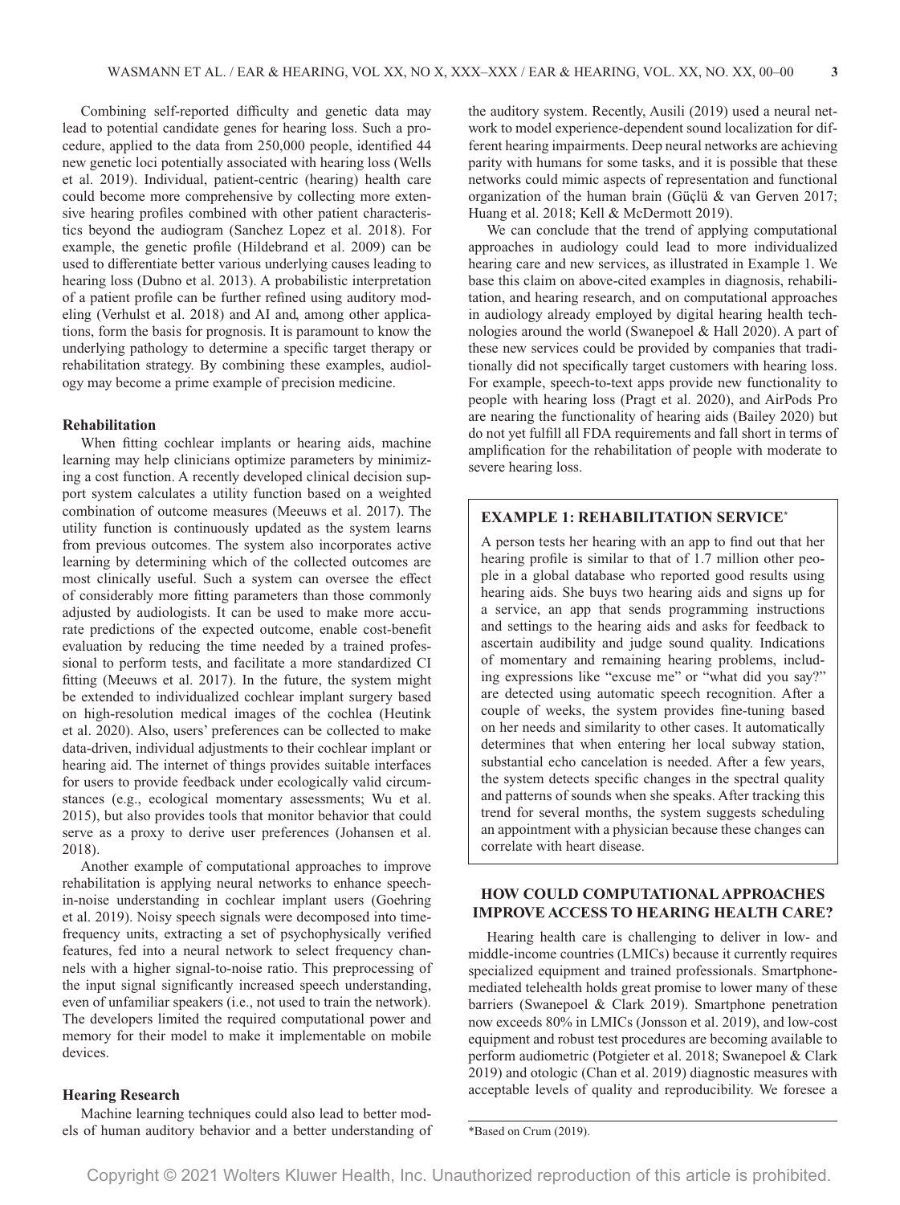Combining self-reported difficulty and genetic data may lead to potential candidate genes for hearing loss. Such a procedure, applied to the data from 250,000 people, identified 44 new genetic loci potentially associated with hearing loss (Wells et al. 2019). Individual, patient-centric (hearing) health care could become more comprehensive by collecting more extensive hearing profiles combined with other patient characteristics beyond the audiogram (Sanchez Lopez et al. 2018). For example, the genetic profile (Hildebrand et al. 2009) can be used to differentiate better various underlying causes leading to hearing loss (Dubno et al. 2013). A probabilistic interpretation of a patient profile can be further refined using auditory modeling (Verhulst et al. 2018) and AI and, among other applications, form the basis for prognosis. It is paramount to know the underlying pathology to determine a specific target therapy or rehabilitation strategy. By combining these examples, audiology may become a prime example of precision medicine.

### Rehabilitation

When fitting cochlear implants or hearing aids, machine learning may help clinicians optimize parameters by minimizing a cost function. A recently developed clinical decision support system calculates a utility function based on a weighted combination of outcome measures (Meeuws et al. 2017). The utility function is continuously updated as the system learns from previous outcomes. The system also incorporates active learning by determining which of the collected outcomes are most clinically useful. Such a system can oversee the effect of considerably more fitting parameters than those commonly adjusted by audiologists. It can be used to make more accurate predictions of the expected outcome, enable cost-benefit evaluation by reducing the time needed by a trained professional to perform tests, and facilitate a more standardized CI fitting (Meeuws et al. 2017). In the future, the system might be extended to individualized cochlear implant surgery based on high-resolution medical images of the cochlea (Heutink et al. 2020). Also, users' preferences can be collected to make data-driven, individual adjustments to their cochlear implant or hearing aid. The internet of things provides suitable interfaces for users to provide feedback under ecologically valid circumstances (e.g., ecological momentary assessments; Wu et al. 2015), but also provides tools that monitor behavior that could serve as a proxy to derive user preferences (Johansen et al. 2018).

Another example of computational approaches to improve rehabilitation is applying neural networks to enhance speech-in-noise understanding in cochlear implant users (Goehring et al. 2019). Noisy speech signals were decomposed into time-frequency units, extracting a set of psychophysically verified features, fed into a neural network to select frequency channels with a higher signal-to-noise ratio. This preprocessing of the input signal significantly increased speech understanding, even of unfamiliar speakers (i.e., not used to train the network). The developers limited the required computational power and memory for their model to make it implementable on mobile devices.

### Hearing Research

Machine learning techniques could also lead to better models of human auditory behavior and a better understanding of the auditory system. Recently, Ausili (2019) used a neural network to model experience-dependent sound localization for different hearing impairments. Deep neural networks are achieving parity with humans for some tasks, and it is possible that these networks could mimic aspects of representation and functional organization of the human brain (Güçlü & van Gerven 2017; Huang et al. 2018; Kell & McDermott 2019).

We can conclude that the trend of applying computational approaches in audiology could lead to more individualized hearing care and new services, as illustrated in Example 1. We base this claim on above-cited examples in diagnosis, rehabilitation, and hearing research, and on computational approaches in audiology already employed by digital hearing health technologies around the world (Swanepoel & Hall 2020). A part of these new services could be provided by companies that traditionally did not specifically target customers with hearing loss. For example, speech-to-text apps provide new functionality to people with hearing loss (Pragt et al. 2020), and AirPods Pro are nearing the functionality of hearing aids (Bailey 2020) but do not yet fulfill all FDA requirements and fall short in terms of amplification for the rehabilitation of people with moderate to severe hearing loss.

> **EXAMPLE 1: REHABILITATION SERVICE***
>
> A person tests her hearing with an app to find out that her hearing profile is similar to that of 1.7 million other people in a global database who reported good results using hearing aids. She buys two hearing aids and signs up for a service, an app that sends programming instructions and settings to the hearing aids and asks for feedback to ascertain audibility and judge sound quality. Indications of momentary and remaining hearing problems, including expressions like "excuse me" or "what did you say?" are detected using automatic speech recognition. After a couple of weeks, the system provides fine-tuning based on her needs and similarity to other cases. It automatically determines that when entering her local subway station, substantial echo cancelation is needed. After a few years, the system detects specific changes in the spectral quality and patterns of sounds when she speaks. After tracking this trend for several months, the system suggests scheduling an appointment with a physician because these changes can correlate with heart disease.

## HOW COULD COMPUTATIONAL APPROACHES IMPROVE ACCESS TO HEARING HEALTH CARE?

Hearing health care is challenging to deliver in low- and middle-income countries (LMICs) because it currently requires specialized equipment and trained professionals. Smartphone-mediated telehealth holds great promise to lower many of these barriers (Swanepoel & Clark 2019). Smartphone penetration now exceeds 80% in LMICs (Jonsson et al. 2019), and low-cost equipment and robust test procedures are becoming available to perform audiometric (Potgieter et al. 2018; Swanepoel & Clark 2019) and otologic (Chan et al. 2019) diagnostic measures with acceptable levels of quality and reproducibility. We foresee a

*Based on Crum (2019).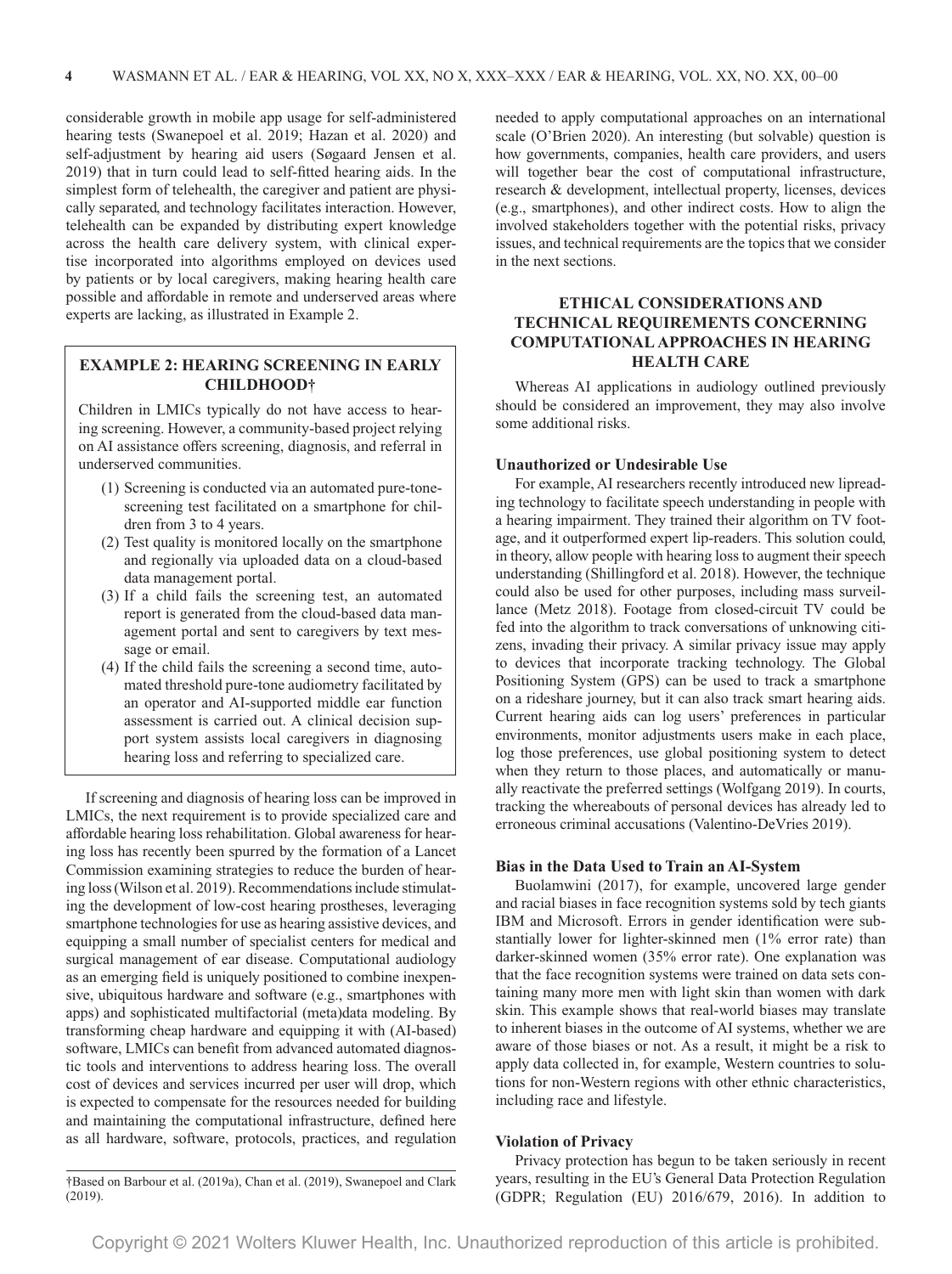considerable growth in mobile app usage for self-administered hearing tests (Swanepoel et al. 2019; Hazan et al. 2020) and self-adjustment by hearing aid users (Søgaard Jensen et al. 2019) that in turn could lead to self-fitted hearing aids. In the simplest form of telehealth, the caregiver and patient are physically separated, and technology facilitates interaction. However, telehealth can be expanded by distributing expert knowledge across the health care delivery system, with clinical expertise incorporated into algorithms employed on devices used by patients or by local caregivers, making hearing health care possible and affordable in remote and underserved areas where experts are lacking, as illustrated in Example 2.

**EXAMPLE 2: HEARING SCREENING IN EARLY CHILDHOOD†**

Children in LMICs typically do not have access to hearing screening. However, a community-based project relying on AI assistance offers screening, diagnosis, and referral in underserved communities.

(1) Screening is conducted via an automated pure-tone-screening test facilitated on a smartphone for children from 3 to 4 years.
(2) Test quality is monitored locally on the smartphone and regionally via uploaded data on a cloud-based data management portal.
(3) If a child fails the screening test, an automated report is generated from the cloud-based data management portal and sent to caregivers by text message or email.
(4) If the child fails the screening a second time, automated threshold pure-tone audiometry facilitated by an operator and AI-supported middle ear function assessment is carried out. A clinical decision support system assists local caregivers in diagnosing hearing loss and referring to specialized care.

If screening and diagnosis of hearing loss can be improved in LMICs, the next requirement is to provide specialized care and affordable hearing loss rehabilitation. Global awareness for hearing loss has recently been spurred by the formation of a Lancet Commission examining strategies to reduce the burden of hearing loss (Wilson et al. 2019). Recommendations include stimulating the development of low-cost hearing prostheses, leveraging smartphone technologies for use as hearing assistive devices, and equipping a small number of specialist centers for medical and surgical management of ear disease. Computational audiology as an emerging field is uniquely positioned to combine inexpensive, ubiquitous hardware and software (e.g., smartphones with apps) and sophisticated multifactorial (meta)data modeling. By transforming cheap hardware and equipping it with (AI-based) software, LMICs can benefit from advanced automated diagnostic tools and interventions to address hearing loss. The overall cost of devices and services incurred per user will drop, which is expected to compensate for the resources needed for building and maintaining the computational infrastructure, defined here as all hardware, software, protocols, practices, and regulation needed to apply computational approaches on an international scale (O'Brien 2020). An interesting (but solvable) question is how governments, companies, health care providers, and users will together bear the cost of computational infrastructure, research & development, intellectual property, licenses, devices (e.g., smartphones), and other indirect costs. How to align the involved stakeholders together with the potential risks, privacy issues, and technical requirements are the topics that we consider in the next sections.

†Based on Barbour et al. (2019a), Chan et al. (2019), Swanepoel and Clark (2019).

## ETHICAL CONSIDERATIONS AND TECHNICAL REQUIREMENTS CONCERNING COMPUTATIONAL APPROACHES IN HEARING HEALTH CARE

Whereas AI applications in audiology outlined previously should be considered an improvement, they may also involve some additional risks.

### Unauthorized or Undesirable Use

For example, AI researchers recently introduced new lipreading technology to facilitate speech understanding in people with a hearing impairment. They trained their algorithm on TV footage, and it outperformed expert lip-readers. This solution could, in theory, allow people with hearing loss to augment their speech understanding (Shillingford et al. 2018). However, the technique could also be used for other purposes, including mass surveillance (Metz 2018). Footage from closed-circuit TV could be fed into the algorithm to track conversations of unknowing citizens, invading their privacy. A similar privacy issue may apply to devices that incorporate tracking technology. The Global Positioning System (GPS) can be used to track a smartphone on a rideshare journey, but it can also track smart hearing aids. Current hearing aids can log users' preferences in particular environments, monitor adjustments users make in each place, log those preferences, use global positioning system to detect when they return to those places, and automatically or manually reactivate the preferred settings (Wolfgang 2019). In courts, tracking the whereabouts of personal devices has already led to erroneous criminal accusations (Valentino-DeVries 2019).

### Bias in the Data Used to Train an AI-System

Buolamwini (2017), for example, uncovered large gender and racial biases in face recognition systems sold by tech giants IBM and Microsoft. Errors in gender identification were substantially lower for lighter-skinned men (1% error rate) than darker-skinned women (35% error rate). One explanation was that the face recognition systems were trained on data sets containing many more men with light skin than women with dark skin. This example shows that real-world biases may translate to inherent biases in the outcome of AI systems, whether we are aware of those biases or not. As a result, it might be a risk to apply data collected in, for example, Western countries to solutions for non-Western regions with other ethnic characteristics, including race and lifestyle.

### Violation of Privacy

Privacy protection has begun to be taken seriously in recent years, resulting in the EU's General Data Protection Regulation (GDPR; Regulation (EU) 2016/679, 2016). In addition to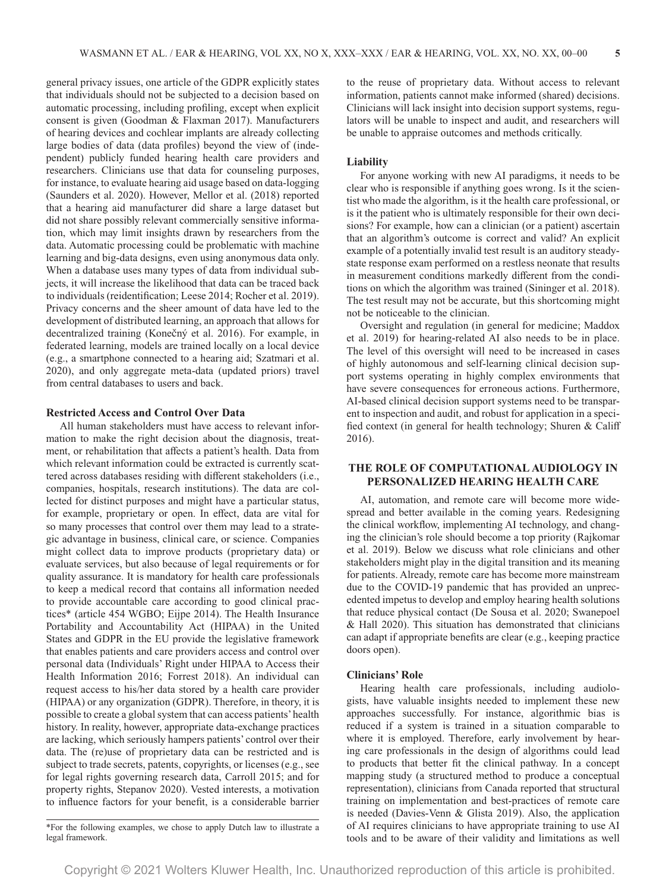general privacy issues, one article of the GDPR explicitly states that individuals should not be subjected to a decision based on automatic processing, including profiling, except when explicit consent is given (Goodman & Flaxman 2017). Manufacturers of hearing devices and cochlear implants are already collecting large bodies of data (data profiles) beyond the view of (independent) publicly funded hearing health care providers and researchers. Clinicians use that data for counseling purposes, for instance, to evaluate hearing aid usage based on data-logging (Saunders et al. 2020). However, Mellor et al. (2018) reported that a hearing aid manufacturer did share a large dataset but did not share possibly relevant commercially sensitive information, which may limit insights drawn by researchers from the data. Automatic processing could be problematic with machine learning and big-data designs, even using anonymous data only. When a database uses many types of data from individual subjects, it will increase the likelihood that data can be traced back to individuals (reidentification; Leese 2014; Rocher et al. 2019). Privacy concerns and the sheer amount of data have led to the development of distributed learning, an approach that allows for decentralized training (Konečný et al. 2016). For example, in federated learning, models are trained locally on a local device (e.g., a smartphone connected to a hearing aid; Szatmari et al. 2020), and only aggregate meta-data (updated priors) travel from central databases to users and back.

### Restricted Access and Control Over Data

All human stakeholders must have access to relevant information to make the right decision about the diagnosis, treatment, or rehabilitation that affects a patient's health. Data from which relevant information could be extracted is currently scattered across databases residing with different stakeholders (i.e., companies, hospitals, research institutions). The data are collected for distinct purposes and might have a particular status, for example, proprietary or open. In effect, data are vital for so many processes that control over them may lead to a strategic advantage in business, clinical care, or science. Companies might collect data to improve products (proprietary data) or evaluate services, but also because of legal requirements or for quality assurance. It is mandatory for health care professionals to keep a medical record that contains all information needed to provide accountable care according to good clinical practices* (article 454 WGBO; Eijpe 2014). The Health Insurance Portability and Accountability Act (HIPAA) in the United States and GDPR in the EU provide the legislative framework that enables patients and care providers access and control over personal data (Individuals' Right under HIPAA to Access their Health Information 2016; Forrest 2018). An individual can request access to his/her data stored by a health care provider (HIPAA) or any organization (GDPR). Therefore, in theory, it is possible to create a global system that can access patients' health history. In reality, however, appropriate data-exchange practices are lacking, which seriously hampers patients' control over their data. The (re)use of proprietary data can be restricted and is subject to trade secrets, patents, copyrights, or licenses (e.g., see for legal rights governing research data, Carroll 2015; and for property rights, Stepanov 2020). Vested interests, a motivation to influence factors for your benefit, is a considerable barrier to the reuse of proprietary data. Without access to relevant information, patients cannot make informed (shared) decisions. Clinicians will lack insight into decision support systems, regulators will be unable to inspect and audit, and researchers will be unable to appraise outcomes and methods critically.

*For the following examples, we chose to apply Dutch law to illustrate a legal framework.

### Liability

For anyone working with new AI paradigms, it needs to be clear who is responsible if anything goes wrong. Is it the scientist who made the algorithm, is it the health care professional, or is it the patient who is ultimately responsible for their own decisions? For example, how can a clinician (or a patient) ascertain that an algorithm's outcome is correct and valid? An explicit example of a potentially invalid test result is an auditory steady-state response exam performed on a restless neonate that results in measurement conditions markedly different from the conditions on which the algorithm was trained (Sininger et al. 2018). The test result may not be accurate, but this shortcoming might not be noticeable to the clinician.

Oversight and regulation (in general for medicine; Maddox et al. 2019) for hearing-related AI also needs to be in place. The level of this oversight will need to be increased in cases of highly autonomous and self-learning clinical decision support systems operating in highly complex environments that have severe consequences for erroneous actions. Furthermore, AI-based clinical decision support systems need to be transparent to inspection and audit, and robust for application in a specified context (in general for health technology; Shuren & Califf 2016).

## THE ROLE OF COMPUTATIONAL AUDIOLOGY IN PERSONALIZED HEARING HEALTH CARE

AI, automation, and remote care will become more widespread and better available in the coming years. Redesigning the clinical workflow, implementing AI technology, and changing the clinician's role should become a top priority (Rajkomar et al. 2019). Below we discuss what role clinicians and other stakeholders might play in the digital transition and its meaning for patients. Already, remote care has become more mainstream due to the COVID-19 pandemic that has provided an unprecedented impetus to develop and employ hearing health solutions that reduce physical contact (De Sousa et al. 2020; Swanepoel & Hall 2020). This situation has demonstrated that clinicians can adapt if appropriate benefits are clear (e.g., keeping practice doors open).

### Clinicians' Role

Hearing health care professionals, including audiologists, have valuable insights needed to implement these new approaches successfully. For instance, algorithmic bias is reduced if a system is trained in a situation comparable to where it is employed. Therefore, early involvement by hearing care professionals in the design of algorithms could lead to products that better fit the clinical pathway. In a concept mapping study (a structured method to produce a conceptual representation), clinicians from Canada reported that structural training on implementation and best-practices of remote care is needed (Davies-Venn & Glista 2019). Also, the application of AI requires clinicians to have appropriate training to use AI tools and to be aware of their validity and limitations as well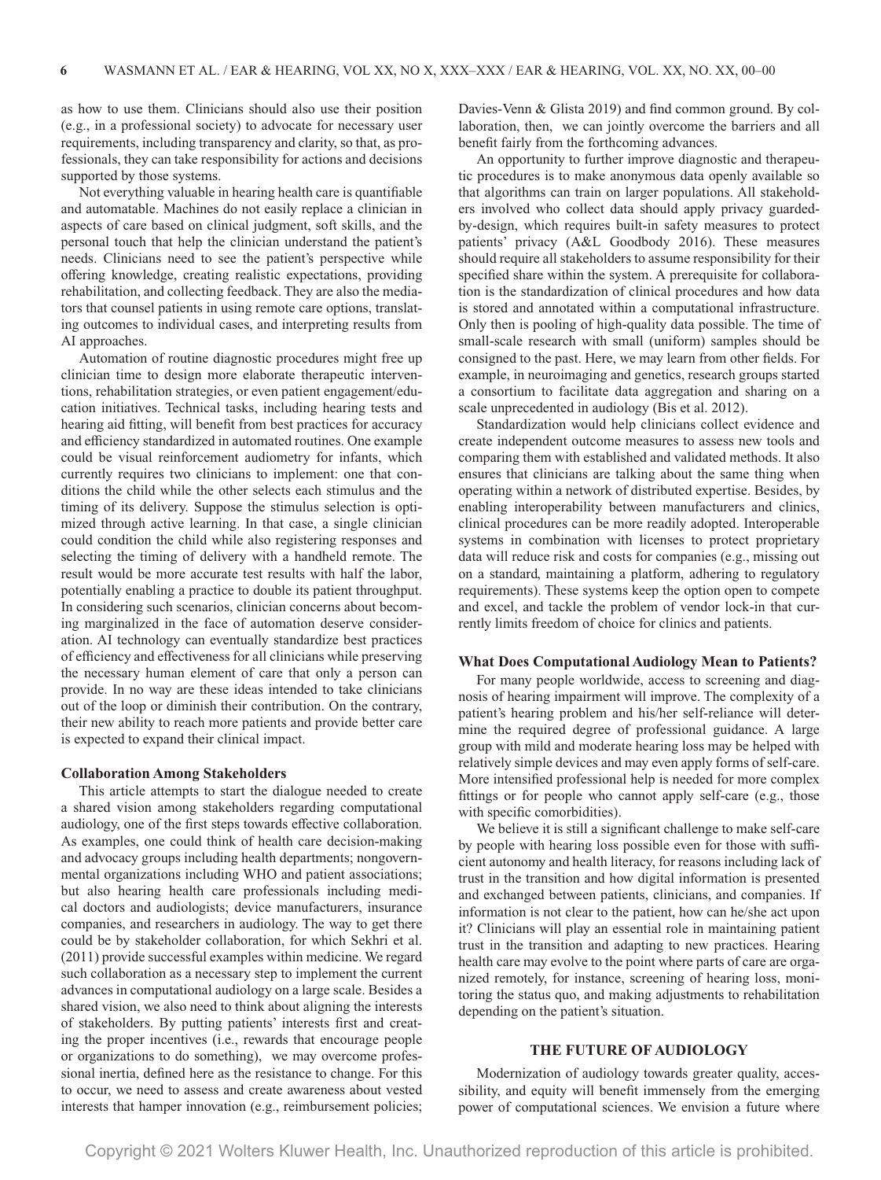as how to use them. Clinicians should also use their position (e.g., in a professional society) to advocate for necessary user requirements, including transparency and clarity, so that, as professionals, they can take responsibility for actions and decisions supported by those systems.

Not everything valuable in hearing health care is quantifiable and automatable. Machines do not easily replace a clinician in aspects of care based on clinical judgment, soft skills, and the personal touch that help the clinician understand the patient's needs. Clinicians need to see the patient's perspective while offering knowledge, creating realistic expectations, providing rehabilitation, and collecting feedback. They are also the mediators that counsel patients in using remote care options, translating outcomes to individual cases, and interpreting results from AI approaches.

Automation of routine diagnostic procedures might free up clinician time to design more elaborate therapeutic interventions, rehabilitation strategies, or even patient engagement/education initiatives. Technical tasks, including hearing tests and hearing aid fitting, will benefit from best practices for accuracy and efficiency standardized in automated routines. One example could be visual reinforcement audiometry for infants, which currently requires two clinicians to implement: one that conditions the child while the other selects each stimulus and the timing of its delivery. Suppose the stimulus selection is optimized through active learning. In that case, a single clinician could condition the child while also registering responses and selecting the timing of delivery with a handheld remote. The result would be more accurate test results with half the labor, potentially enabling a practice to double its patient throughput. In considering such scenarios, clinician concerns about becoming marginalized in the face of automation deserve consideration. AI technology can eventually standardize best practices of efficiency and effectiveness for all clinicians while preserving the necessary human element of care that only a person can provide. In no way are these ideas intended to take clinicians out of the loop or diminish their contribution. On the contrary, their new ability to reach more patients and provide better care is expected to expand their clinical impact.

### Collaboration Among Stakeholders

This article attempts to start the dialogue needed to create a shared vision among stakeholders regarding computational audiology, one of the first steps towards effective collaboration. As examples, one could think of health care decision-making and advocacy groups including health departments; nongovernmental organizations including WHO and patient associations; but also hearing health care professionals including medical doctors and audiologists; device manufacturers, insurance companies, and researchers in audiology. The way to get there could be by stakeholder collaboration, for which Sekhri et al. (2011) provide successful examples within medicine. We regard such collaboration as a necessary step to implement the current advances in computational audiology on a large scale. Besides a shared vision, we also need to think about aligning the interests of stakeholders. By putting patients' interests first and creating the proper incentives (i.e., rewards that encourage people or organizations to do something), we may overcome professional inertia, defined here as the resistance to change. For this to occur, we need to assess and create awareness about vested interests that hamper innovation (e.g., reimbursement policies; Davies-Venn & Glista 2019) and find common ground. By collaboration, then, we can jointly overcome the barriers and all benefit fairly from the forthcoming advances.

An opportunity to further improve diagnostic and therapeutic procedures is to make anonymous data openly available so that algorithms can train on larger populations. All stakeholders involved who collect data should apply privacy guarded-by-design, which requires built-in safety measures to protect patients' privacy (A&L Goodbody 2016). These measures should require all stakeholders to assume responsibility for their specified share within the system. A prerequisite for collaboration is the standardization of clinical procedures and how data is stored and annotated within a computational infrastructure. Only then is pooling of high-quality data possible. The time of small-scale research with small (uniform) samples should be consigned to the past. Here, we may learn from other fields. For example, in neuroimaging and genetics, research groups started a consortium to facilitate data aggregation and sharing on a scale unprecedented in audiology (Bis et al. 2012).

Standardization would help clinicians collect evidence and create independent outcome measures to assess new tools and comparing them with established and validated methods. It also ensures that clinicians are talking about the same thing when operating within a network of distributed expertise. Besides, by enabling interoperability between manufacturers and clinics, clinical procedures can be more readily adopted. Interoperable systems in combination with licenses to protect proprietary data will reduce risk and costs for companies (e.g., missing out on a standard, maintaining a platform, adhering to regulatory requirements). These systems keep the option open to compete and excel, and tackle the problem of vendor lock-in that currently limits freedom of choice for clinics and patients.

### What Does Computational Audiology Mean to Patients?

For many people worldwide, access to screening and diagnosis of hearing impairment will improve. The complexity of a patient's hearing problem and his/her self-reliance will determine the required degree of professional guidance. A large group with mild and moderate hearing loss may be helped with relatively simple devices and may even apply forms of self-care. More intensified professional help is needed for more complex fittings or for people who cannot apply self-care (e.g., those with specific comorbidities).

We believe it is still a significant challenge to make self-care by people with hearing loss possible even for those with sufficient autonomy and health literacy, for reasons including lack of trust in the transition and how digital information is presented and exchanged between patients, clinicians, and companies. If information is not clear to the patient, how can he/she act upon it? Clinicians will play an essential role in maintaining patient trust in the transition and adapting to new practices. Hearing health care may evolve to the point where parts of care are organized remotely, for instance, screening of hearing loss, monitoring the status quo, and making adjustments to rehabilitation depending on the patient's situation.

## THE FUTURE OF AUDIOLOGY

Modernization of audiology towards greater quality, accessibility, and equity will benefit immensely from the emerging power of computational sciences. We envision a future where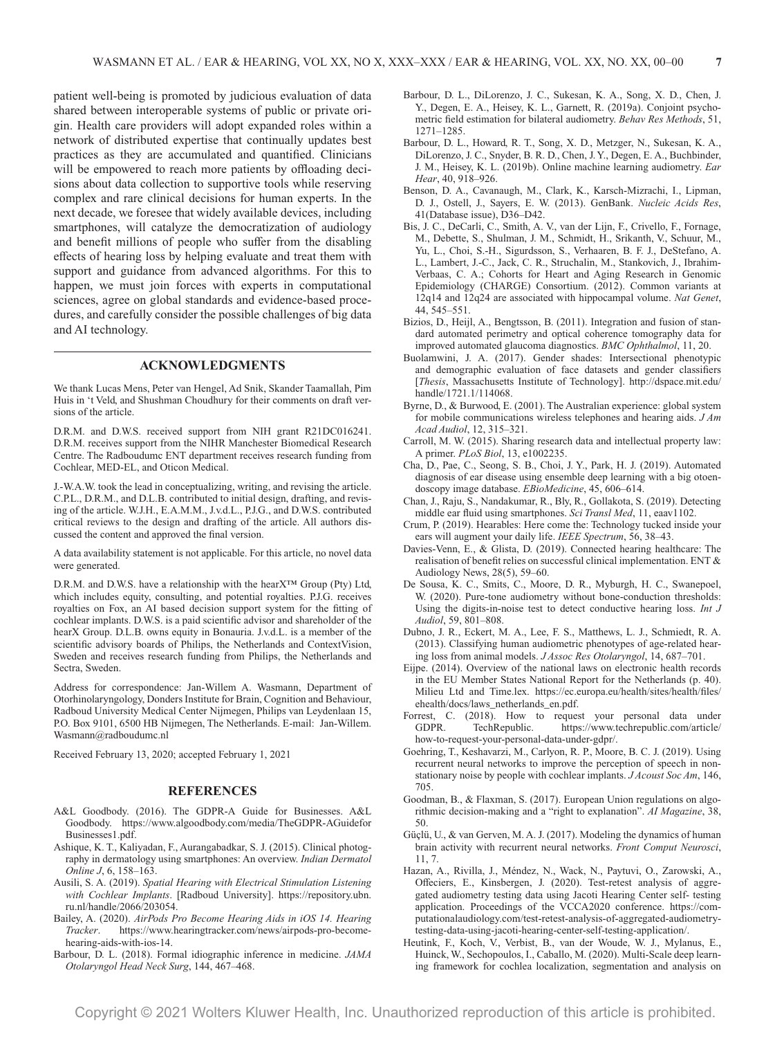patient well-being is promoted by judicious evaluation of data shared between interoperable systems of public or private origin. Health care providers will adopt expanded roles within a network of distributed expertise that continually updates best practices as they are accumulated and quantified. Clinicians will be empowered to reach more patients by offloading decisions about data collection to supportive tools while reserving complex and rare clinical decisions for human experts. In the next decade, we foresee that widely available devices, including smartphones, will catalyze the democratization of audiology and benefit millions of people who suffer from the disabling effects of hearing loss by helping evaluate and treat them with support and guidance from advanced algorithms. For this to happen, we must join forces with experts in computational sciences, agree on global standards and evidence-based procedures, and carefully consider the possible challenges of big data and AI technology.

## ACKNOWLEDGMENTS

We thank Lucas Mens, Peter van Hengel, Ad Snik, Skander Taamallah, Pim Huis in 't Veld, and Shushman Choudhury for their comments on draft versions of the article.

D.R.M. and D.W.S. received support from NIH grant R21DC016241. D.R.M. receives support from the NIHR Manchester Biomedical Research Centre. The Radboudumc ENT department receives research funding from Cochlear, MED-EL, and Oticon Medical.

J.-W.A.W. took the lead in conceptualizing, writing, and revising the article. C.P.L., D.R.M., and D.L.B. contributed to initial design, drafting, and revising of the article. W.J.H., E.A.M.M., J.v.d.L., P.J.G., and D.W.S. contributed critical reviews to the design and drafting of the article. All authors discussed the content and approved the final version.

A data availability statement is not applicable. For this article, no novel data were generated.

D.R.M. and D.W.S. have a relationship with the hearX™ Group (Pty) Ltd, which includes equity, consulting, and potential royalties. P.J.G. receives royalties on Fox, an AI based decision support system for the fitting of cochlear implants. D.W.S. is a paid scientific advisor and shareholder of the hearX Group. D.L.B. owns equity in Bonauria. J.v.d.L. is a member of the scientific advisory boards of Philips, the Netherlands and ContextVision, Sweden and receives research funding from Philips, the Netherlands and Sectra, Sweden.

Address for correspondence: Jan-Willem A. Wasmann, Department of Otorhinolaryngology, Donders Institute for Brain, Cognition and Behaviour, Radboud University Medical Center Nijmegen, Philips van Leydenlaan 15, P.O. Box 9101, 6500 HB Nijmegen, The Netherlands. E-mail: Jan-Willem.Wasmann@radboudumc.nl

Received February 13, 2020; accepted February 1, 2021

## REFERENCES

A&L Goodbody. (2016). The GDPR-A Guide for Businesses. A&L Goodbody. https://www.algoodbody.com/media/TheGDPR-AGuideforBusinesses1.pdf.

Ashique, K. T., Kaliyadan, F., Aurangabadkar, S. J. (2015). Clinical photography in dermatology using smartphones: An overview. *Indian Dermatol Online J*, 6, 158–163.

Ausili, S. A. (2019). *Spatial Hearing with Electrical Stimulation Listening with Cochlear Implants*. [Radboud University]. https://repository.ubn.ru.nl/handle/2066/203054.

Bailey, A. (2020). *AirPods Pro Become Hearing Aids in iOS 14. Hearing Tracker*. https://www.hearingtracker.com/news/airpods-pro-become-hearing-aids-with-ios-14.

Barbour, D. L. (2018). Formal idiographic inference in medicine. *JAMA Otolaryngol Head Neck Surg*, 144, 467–468.

Barbour, D. L., DiLorenzo, J. C., Sukesan, K. A., Song, X. D., Chen, J. Y., Degen, E. A., Heisey, K. L., Garnett, R. (2019a). Conjoint psychometric field estimation for bilateral audiometry. *Behav Res Methods*, 51, 1271–1285.

Barbour, D. L., Howard, R. T., Song, X. D., Metzger, N., Sukesan, K. A., DiLorenzo, J. C., Snyder, B. R. D., Chen, J. Y., Degen, E. A., Buchbinder, J. M., Heisey, K. L. (2019b). Online machine learning audiometry. *Ear Hear*, 40, 918–926.

Benson, D. A., Cavanaugh, M., Clark, K., Karsch-Mizrachi, I., Lipman, D. J., Ostell, J., Sayers, E. W. (2013). GenBank. *Nucleic Acids Res*, 41(Database issue), D36–D42.

Bis, J. C., DeCarli, C., Smith, A. V., van der Lijn, F., Crivello, F., Fornage, M., Debette, S., Shulman, J. M., Schmidt, H., Srikanth, V., Schuur, M., Yu, L., Choi, S.-H., Sigurdsson, S., Verhaaren, B. F. J., DeStefano, A. L., Lambert, J.-C., Jack, C. R., Struchalin, M., Stankovich, J., Ibrahim-Verbaas, C. A.; Cohorts for Heart and Aging Research in Genomic Epidemiology (CHARGE) Consortium. (2012). Common variants at 12q14 and 12q24 are associated with hippocampal volume. *Nat Genet*, 44, 545–551.

Bizios, D., Heijl, A., Bengtsson, B. (2011). Integration and fusion of standard automated perimetry and optical coherence tomography data for improved automated glaucoma diagnostics. *BMC Ophthalmol*, 11, 20.

Buolamwini, J. A. (2017). Gender shades: Intersectional phenotypic and demographic evaluation of face datasets and gender classifiers [*Thesis*, Massachusetts Institute of Technology]. http://dspace.mit.edu/handle/1721.1/114068.

Byrne, D., & Burwood, E. (2001). The Australian experience: global system for mobile communications wireless telephones and hearing aids. *J Am Acad Audiol*, 12, 315–321.

Carroll, M. W. (2015). Sharing research data and intellectual property law: A primer. *PLoS Biol*, 13, e1002235.

Cha, D., Pae, C., Seong, S. B., Choi, J. Y., Park, H. J. (2019). Automated diagnosis of ear disease using ensemble deep learning with a big otoendoscopy image database. *EBioMedicine*, 45, 606–614.

Chan, J., Raju, S., Nandakumar, R., Bly, R., Gollakota, S. (2019). Detecting middle ear fluid using smartphones. *Sci Transl Med*, 11, eaav1102.

Crum, P. (2019). Hearables: Here come the: Technology tucked inside your ears will augment your daily life. *IEEE Spectrum*, 56, 38–43.

Davies-Venn, E., & Glista, D. (2019). Connected hearing healthcare: The realisation of benefit relies on successful clinical implementation. ENT & Audiology News, 28(5), 59–60.

De Sousa, K. C., Smits, C., Moore, D. R., Myburgh, H. C., Swanepoel, W. (2020). Pure-tone audiometry without bone-conduction thresholds: Using the digits-in-noise test to detect conductive hearing loss. *Int J Audiol*, 59, 801–808.

Dubno, J. R., Eckert, M. A., Lee, F. S., Matthews, L. J., Schmiedt, R. A. (2013). Classifying human audiometric phenotypes of age-related hearing loss from animal models. *J Assoc Res Otolaryngol*, 14, 687–701.

Eijpe. (2014). Overview of the national laws on electronic health records in the EU Member States National Report for the Netherlands (p. 40). Milieu Ltd and Time.lex. https://ec.europa.eu/health/sites/health/files/ehealth/docs/laws_netherlands_en.pdf.

Forrest, C. (2018). How to request your personal data under GDPR. TechRepublic. https://www.techrepublic.com/article/how-to-request-your-personal-data-under-gdpr/.

Goehring, T., Keshavarzi, M., Carlyon, R. P., Moore, B. C. J. (2019). Using recurrent neural networks to improve the perception of speech in non-stationary noise by people with cochlear implants. *J Acoust Soc Am*, 146, 705.

Goodman, B., & Flaxman, S. (2017). European Union regulations on algorithmic decision-making and a "right to explanation". *AI Magazine*, 38, 50.

Güçlü, U., & van Gerven, M. A. J. (2017). Modeling the dynamics of human brain activity with recurrent neural networks. *Front Comput Neurosci*, 11, 7.

Hazan, A., Rivilla, J., Méndez, N., Wack, N., Paytuvi, O., Zarowski, A., Offeciers, E., Kinsbergen, J. (2020). Test-retest analysis of aggregated audiometry testing data using Jacoti Hearing Center self- testing application. Proceedings of the VCCA2020 conference. https://computationalaudiology.com/test-retest-analysis-of-aggregated-audiometry-testing-data-using-jacoti-hearing-center-self-testing-application/.

Heutink, F., Koch, V., Verbist, B., van der Woude, W. J., Mylanus, E., Huinck, W., Sechopoulos, I., Caballo, M. (2020). Multi-Scale deep learning framework for cochlea localization, segmentation and analysis on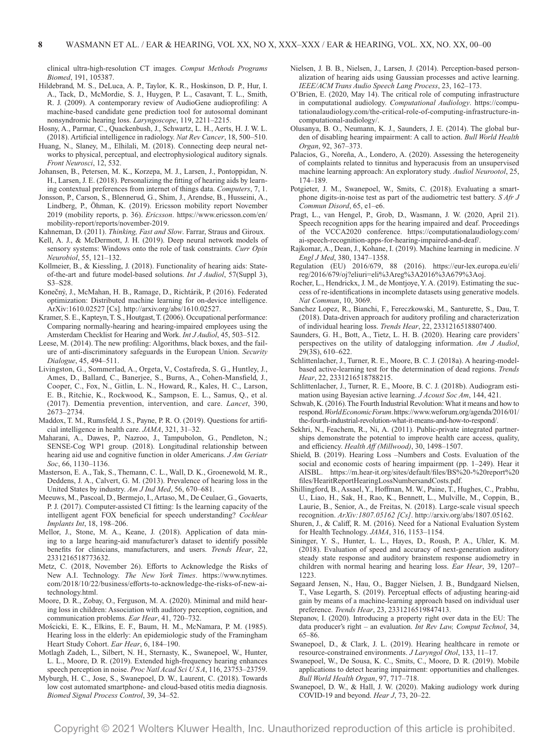clinical ultra-high-resolution CT images. *Comput Methods Programs Biomed*, 191, 105387.

Hildebrand, M. S., DeLuca, A. P., Taylor, K. R., Hoskinson, D. P., Hur, I. A., Tack, D., McMordie, S. J., Huygen, P. L., Casavant, T. L., Smith, R. J. (2009). A contemporary review of AudioGene audioprofiling: A machine-based candidate gene prediction tool for autosomal dominant nonsyndromic hearing loss. *Laryngoscope*, 119, 2211–2215.

Hosny, A., Parmar, C., Quackenbush, J., Schwartz, L. H., Aerts, H. J. W. L. (2018). Artificial intelligence in radiology. *Nat Rev Cancer*, 18, 500–510.

Huang, N., Slaney, M., Elhilali, M. (2018). Connecting deep neural networks to physical, perceptual, and electrophysiological auditory signals. *Front Neurosci*, 12, 532.

Johansen, B., Petersen, M. K., Korzepa, M. J., Larsen, J., Pontoppidan, N. H., Larsen, J. E. (2018). Personalizing the fitting of hearing aids by learning contextual preferences from internet of things data. *Computers*, 7, 1.

Jonsson, P., Carson, S., Blennerud, G., Shim, J., Arendse, B., Husseini, A., Lindberg, P., Öhman, K. (2019). Ericsson mobility report November 2019 (mobility reports, p. 36). *Ericsson*. https://www.ericsson.com/en/mobility-report/reports/november-2019.

Kahneman, D. (2011). *Thinking, Fast and Slow*. Farrar, Straus and Giroux.

Kell, A. J., & McDermott, J. H. (2019). Deep neural network models of sensory systems: Windows onto the role of task constraints. *Curr Opin Neurobiol*, 55, 121–132.

Kollmeier, B., & Kiessling, J. (2018). Functionality of hearing aids: State-of-the-art and future model-based solutions. *Int J Audiol*, 57(Suppl 3), S3–S28.

Konečný, J., McMahan, H. B., Ramage, D., Richtárik, P. (2016). Federated optimization: Distributed machine learning for on-device intelligence. ArXiv:1610.02527 [Cs]. http://arxiv.org/abs/1610.02527.

Kramer, S. E., Kapteyn, T. S., Houtgast, T. (2006). Occupational performance: Comparing normally-hearing and hearing-impaired employees using the Amsterdam Checklist for Hearing and Work. *Int J Audiol*, 45, 503–512.

Leese, M. (2014). The new profiling: Algorithms, black boxes, and the failure of anti-discriminatory safeguards in the European Union. *Security Dialogue*, 45, 494–511.

Livingston, G., Sommerlad, A., Orgeta, V., Costafreda, S. G., Huntley, J., Ames, D., Ballard, C., Banerjee, S., Burns, A., Cohen-Mansfield, J., Cooper, C., Fox, N., Gitlin, L. N., Howard, R., Kales, H. C., Larson, E. B., Ritchie, K., Rockwood, K., Sampson, E. L., Samus, Q., et al. (2017). Dementia prevention, intervention, and care. *Lancet*, 390, 2673–2734.

Maddox, T. M., Rumsfeld, J. S., Payne, P. R. O. (2019). Questions for artificial intelligence in health care. *JAMA*, 321, 31–32.

Maharani, A., Dawes, P., Nazroo, J., Tampubolon, G., Pendleton, N.; SENSE-Cog WP1 group. (2018). Longitudinal relationship between hearing aid use and cognitive function in older Americans. *J Am Geriatr Soc*, 66, 1130–1136.

Masterson, E. A., Tak, S., Themann, C. L., Wall, D. K., Groenewold, M. R., Deddens, J. A., Calvert, G. M. (2013). Prevalence of hearing loss in the United States by industry. *Am J Ind Med*, 56, 670–681.

Meeuws, M., Pascoal, D., Bermejo, I., Artaso, M., De Ceulaer, G., Govaerts, P. J. (2017). Computer-assisted CI fitting: Is the learning capacity of the intelligent agent FOX beneficial for speech understanding? *Cochlear Implants Int*, 18, 198–206.

Mellor, J., Stone, M. A., Keane, J. (2018). Application of data mining to a large hearing-aid manufacturer's dataset to identify possible benefits for clinicians, manufacturers, and users. *Trends Hear*, 22, 2331216518773632.

Metz, C. (2018, November 26). Efforts to Acknowledge the Risks of New A.I. Technology. *The New York Times*. https://www.nytimes.com/2018/10/22/business/efforts-to-acknowledge-the-risks-of-new-ai-technology.html.

Moore, D. R., Zobay, O., Ferguson, M. A. (2020). Minimal and mild hearing loss in children: Association with auditory perception, cognition, and communication problems. *Ear Hear*, 41, 720–732.

Mościcki, E. K., Elkins, E. F., Baum, H. M., McNamara, P. M. (1985). Hearing loss in the elderly: An epidemiologic study of the Framingham Heart Study Cohort. *Ear Hear*, 6, 184–190.

Motlagh Zadeh, L., Silbert, N. H., Sternasty, K., Swanepoel, W., Hunter, L. L., Moore, D. R. (2019). Extended high-frequency hearing enhances speech perception in noise. *Proc Natl Acad Sci U S A*, 116, 23753–23759.

Myburgh, H. C., Jose, S., Swanepoel, D. W., Laurent, C. (2018). Towards low cost automated smartphone- and cloud-based otitis media diagnosis. *Biomed Signal Process Control*, 39, 34–52.

Nielsen, J. B. B., Nielsen, J., Larsen, J. (2014). Perception-based personalization of hearing aids using Gaussian processes and active learning. *IEEE/ACM Trans Audio Speech Lang Process*, 23, 162–173.

O'Brien, E. (2020, May 14). The critical role of computing infrastructure in computational audiology. *Computational Audiology*. https://computationalaudiology.com/the-critical-role-of-computing-infrastructure-in-computational-audiology/.

Olusanya, B. O., Neumann, K. J., Saunders, J. E. (2014). The global burden of disabling hearing impairment: A call to action. *Bull World Health Organ*, 92, 367–373.

Palacios, G., Noreña, A., Londero, A. (2020). Assessing the heterogeneity of complaints related to tinnitus and hyperacusis from an unsupervised machine learning approach: An exploratory study. *Audiol Neurootol*, 25, 174–189.

Potgieter, J. M., Swanepoel, W., Smits, C. (2018). Evaluating a smartphone digits-in-noise test as part of the audiometric test battery. *S Afr J Commun Disord*, 65, e1–e6.

Pragt, L., van Hengel, P., Grob, D., Wasmann, J. W. (2020, April 21). Speech recognition apps for the hearing impaired and deaf. Proceedings of the VCCA2020 conference. https://computationalaudiology.com/ai-speech-recognition-apps-for-hearing-impaired-and-deaf/.

Rajkomar, A., Dean, J., Kohane, I. (2019). Machine learning in medicine. *N Engl J Med*, 380, 1347–1358.

Regulation (EU) 2016/679, 88 (2016). https://eur-lex.europa.eu/eli/reg/2016/679/oj?eliuri=eli%3Areg%3A2016%3A679%3Aoj.

Rocher, L., Hendrickx, J. M., de Montjoye, Y. A. (2019). Estimating the success of re-identifications in incomplete datasets using generative models. *Nat Commun*, 10, 3069.

Sanchez Lopez, R., Bianchi, F., Fereczkowski, M., Santurette, S., Dau, T. (2018). Data-driven approach for auditory profiling and characterization of individual hearing loss. *Trends Hear*, 22, 2331216518807400.

Saunders, G. H., Bott, A., Tietz, L. H. B. (2020). Hearing care providers' perspectives on the utility of datalogging information. *Am J Audiol*, 29(3S), 610–622.

Schlittenlacher, J., Turner, R. E., Moore, B. C. J. (2018a). A hearing-model-based active-learning test for the determination of dead regions. *Trends Hear*, 22, 2331216518788215.

Schlittenlacher, J., Turner, R. E., Moore, B. C. J. (2018b). Audiogram estimation using Bayesian active learning. *J Acoust Soc Am*, 144, 421.

Schwab, K. (2016). The Fourth Industrial Revolution: What it means and how to respond. *World Economic Forum*. https://www.weforum.org/agenda/2016/01/the-fourth-industrial-revolution-what-it-means-and-how-to-respond/.

Sekhri, N., Feachem, R., Ni, A. (2011). Public-private integrated partnerships demonstrate the potential to improve health care access, quality, and efficiency. *Health Aff (Millwood)*, 30, 1498–1507.

Shield, B. (2019). Hearing Loss –Numbers and Costs. Evaluation of the social and economic costs of hearing impairment (pp. 1–249). Hear it AISBL. https://m.hear-it.org/sites/default/files/BS%20-%20report%20files/HearitReportHearingLossNumbersandCosts.pdf.

Shillingford, B., Assael, Y., Hoffman, M. W., Paine, T., Hughes, C., Prabhu, U., Liao, H., Sak, H., Rao, K., Bennett, L., Mulville, M., Coppin, B., Laurie, B., Senior, A., de Freitas, N. (2018). Large-scale visual speech recognition. *ArXiv:1807.05162 [Cs]*. http://arxiv.org/abs/1807.05162.

Shuren, J., & Califf, R. M. (2016). Need for a National Evaluation System for Health Technology. *JAMA*, 316, 1153–1154.

Sininger, Y. S., Hunter, L. L., Hayes, D., Roush, P. A., Uhler, K. M. (2018). Evaluation of speed and accuracy of next-generation auditory steady state response and auditory brainstem response audiometry in children with normal hearing and hearing loss. *Ear Hear*, 39, 1207–1223.

Søgaard Jensen, N., Hau, O., Bagger Nielsen, J. B., Bundgaard Nielsen, T., Vase Legarth, S. (2019). Perceptual effects of adjusting hearing-aid gain by means of a machine-learning approach based on individual user preference. *Trends Hear*, 23, 2331216519847413.

Stepanov, I. (2020). Introducing a property right over data in the EU: The data producer's right – an evaluation. *Int Rev Law, Comput Technol*, 34, 65–86.

Swanepoel, D., & Clark, J. L. (2019). Hearing healthcare in remote or resource-constrained environments. *J Laryngol Otol*, 133, 11–17.

Swanepoel, W., De Sousa, K. C., Smits, C., Moore, D. R. (2019). Mobile applications to detect hearing impairment: opportunities and challenges. *Bull World Health Organ*, 97, 717–718.

Swanepoel, D. W., & Hall, J. W. (2020). Making audiology work during COVID-19 and beyond. *Hear J*, 73, 20–22.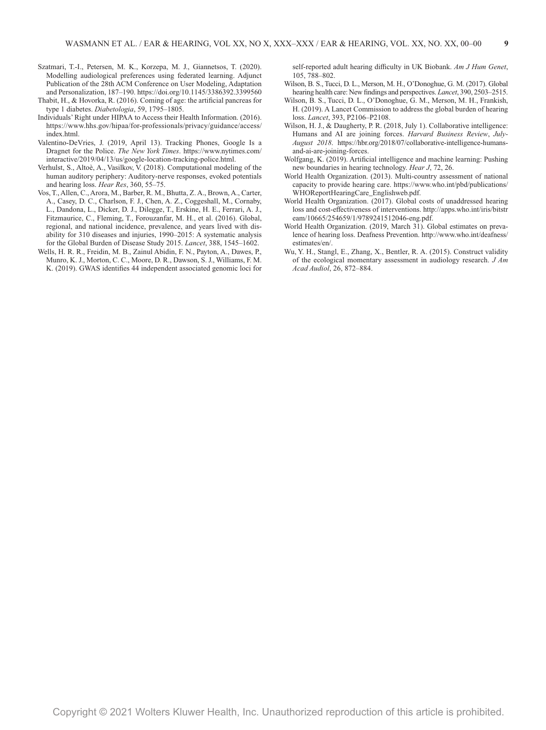Szatmari, T.-I., Petersen, M. K., Korzepa, M. J., Giannetsos, T. (2020). Modelling audiological preferences using federated learning. Adjunct Publication of the 28th ACM Conference on User Modeling, Adaptation and Personalization, 187–190. https://doi.org/10.1145/3386392.3399560

Thabit, H., & Hovorka, R. (2016). Coming of age: the artificial pancreas for type 1 diabetes. *Diabetologia*, 59, 1795–1805.

Individuals' Right under HIPAA to Access their Health Information. (2016). https://www.hhs.gov/hipaa/for-professionals/privacy/guidance/access/index.html.

Valentino-DeVries, J. (2019, April 13). Tracking Phones, Google Is a Dragnet for the Police. *The New York Times*. https://www.nytimes.com/interactive/2019/04/13/us/google-location-tracking-police.html.

Verhulst, S., Altoè, A., Vasilkov, V. (2018). Computational modeling of the human auditory periphery: Auditory-nerve responses, evoked potentials and hearing loss. *Hear Res*, 360, 55–75.

Vos, T., Allen, C., Arora, M., Barber, R. M., Bhutta, Z. A., Brown, A., Carter, A., Casey, D. C., Charlson, F. J., Chen, A. Z., Coggeshall, M., Cornaby, L., Dandona, L., Dicker, D. J., Dilegge, T., Erskine, H. E., Ferrari, A. J., Fitzmaurice, C., Fleming, T., Forouzanfar, M. H., et al. (2016). Global, regional, and national incidence, prevalence, and years lived with disability for 310 diseases and injuries, 1990–2015: A systematic analysis for the Global Burden of Disease Study 2015. *Lancet*, 388, 1545–1602.

Wells, H. R. R., Freidin, M. B., Zainul Abidin, F. N., Payton, A., Dawes, P., Munro, K. J., Morton, C. C., Moore, D. R., Dawson, S. J., Williams, F. M. K. (2019). GWAS identifies 44 independent associated genomic loci for self-reported adult hearing difficulty in UK Biobank. *Am J Hum Genet*, 105, 788–802.

Wilson, B. S., Tucci, D. L., Merson, M. H., O'Donoghue, G. M. (2017). Global hearing health care: New findings and perspectives. *Lancet*, 390, 2503–2515.

Wilson, B. S., Tucci, D. L., O'Donoghue, G. M., Merson, M. H., Frankish, H. (2019). A Lancet Commission to address the global burden of hearing loss. *Lancet*, 393, P2106–P2108.

Wilson, H. J., & Daugherty, P. R. (2018, July 1). Collaborative intelligence: Humans and AI are joining forces. *Harvard Business Review*, *July-August 2018*. https://hbr.org/2018/07/collaborative-intelligence-humans-and-ai-are-joining-forces.

Wolfgang, K. (2019). Artificial intelligence and machine learning: Pushing new boundaries in hearing technology. *Hear J*, 72, 26.

World Health Organization. (2013). Multi-country assessment of national capacity to provide hearing care. https://www.who.int/pbd/publications/WHOReportHearingCare_Englishweb.pdf.

World Health Organization. (2017). Global costs of unaddressed hearing loss and cost-effectiveness of interventions. http://apps.who.int/iris/bitstream/10665/254659/1/9789241512046-eng.pdf.

World Health Organization. (2019, March 31). Global estimates on prevalence of hearing loss. Deafness Prevention. http://www.who.int/deafness/estimates/en/.

Wu, Y. H., Stangl, E., Zhang, X., Bentler, R. A. (2015). Construct validity of the ecological momentary assessment in audiology research. *J Am Acad Audiol*, 26, 872–884.

Copyright © 2021 Wolters Kluwer Health, Inc. Unauthorized reproduction of this article is prohibited.